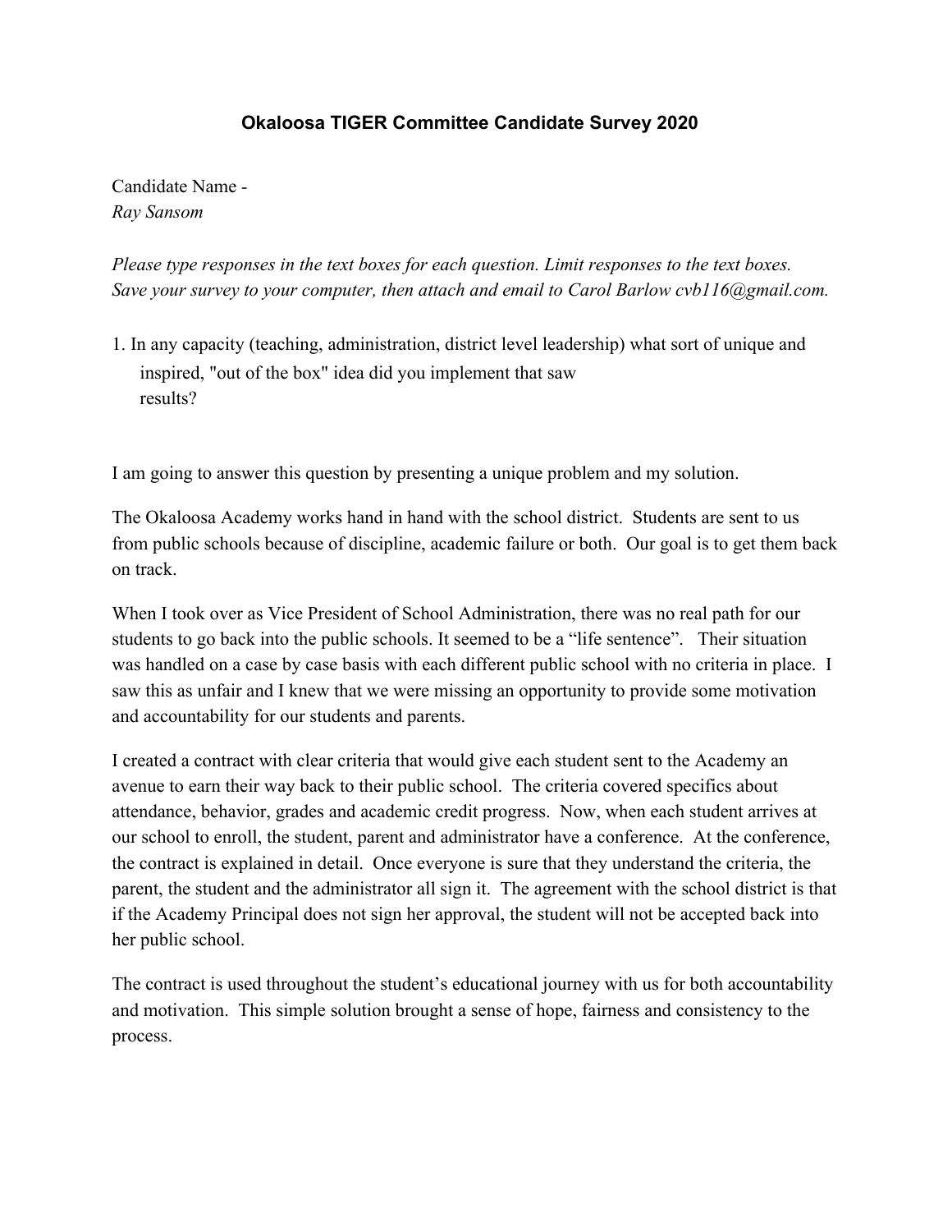# Okaloosa TIGER Committee Candidate Survey 2020

Candidate Name -
*Ray Sansom*

*Please type responses in the text boxes for each question. Limit responses to the text boxes. Save your survey to your computer, then attach and email to Carol Barlow cvb116@gmail.com.*

1. In any capacity (teaching, administration, district level leadership) what sort of unique and inspired, "out of the box" idea did you implement that saw results?

I am going to answer this question by presenting a unique problem and my solution.

The Okaloosa Academy works hand in hand with the school district. Students are sent to us from public schools because of discipline, academic failure or both. Our goal is to get them back on track.

When I took over as Vice President of School Administration, there was no real path for our students to go back into the public schools. It seemed to be a "life sentence". Their situation was handled on a case by case basis with each different public school with no criteria in place. I saw this as unfair and I knew that we were missing an opportunity to provide some motivation and accountability for our students and parents.

I created a contract with clear criteria that would give each student sent to the Academy an avenue to earn their way back to their public school. The criteria covered specifics about attendance, behavior, grades and academic credit progress. Now, when each student arrives at our school to enroll, the student, parent and administrator have a conference. At the conference, the contract is explained in detail. Once everyone is sure that they understand the criteria, the parent, the student and the administrator all sign it. The agreement with the school district is that if the Academy Principal does not sign her approval, the student will not be accepted back into her public school.

The contract is used throughout the student's educational journey with us for both accountability and motivation. This simple solution brought a sense of hope, fairness and consistency to the process.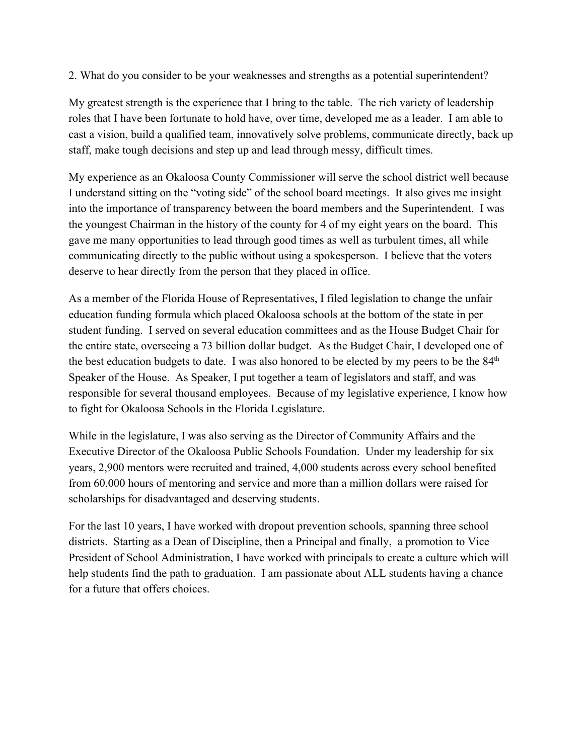2. What do you consider to be your weaknesses and strengths as a potential superintendent?

My greatest strength is the experience that I bring to the table. The rich variety of leadership roles that I have been fortunate to hold have, over time, developed me as a leader. I am able to cast a vision, build a qualified team, innovatively solve problems, communicate directly, back up staff, make tough decisions and step up and lead through messy, difficult times.

My experience as an Okaloosa County Commissioner will serve the school district well because I understand sitting on the "voting side" of the school board meetings. It also gives me insight into the importance of transparency between the board members and the Superintendent. I was the youngest Chairman in the history of the county for 4 of my eight years on the board. This gave me many opportunities to lead through good times as well as turbulent times, all while communicating directly to the public without using a spokesperson. I believe that the voters deserve to hear directly from the person that they placed in office.

As a member of the Florida House of Representatives, I filed legislation to change the unfair education funding formula which placed Okaloosa schools at the bottom of the state in per student funding. I served on several education committees and as the House Budget Chair for the entire state, overseeing a 73 billion dollar budget. As the Budget Chair, I developed one of the best education budgets to date. I was also honored to be elected by my peers to be the 84th Speaker of the House. As Speaker, I put together a team of legislators and staff, and was responsible for several thousand employees. Because of my legislative experience, I know how to fight for Okaloosa Schools in the Florida Legislature.

While in the legislature, I was also serving as the Director of Community Affairs and the Executive Director of the Okaloosa Public Schools Foundation. Under my leadership for six years, 2,900 mentors were recruited and trained, 4,000 students across every school benefited from 60,000 hours of mentoring and service and more than a million dollars were raised for scholarships for disadvantaged and deserving students.

For the last 10 years, I have worked with dropout prevention schools, spanning three school districts. Starting as a Dean of Discipline, then a Principal and finally, a promotion to Vice President of School Administration, I have worked with principals to create a culture which will help students find the path to graduation. I am passionate about ALL students having a chance for a future that offers choices.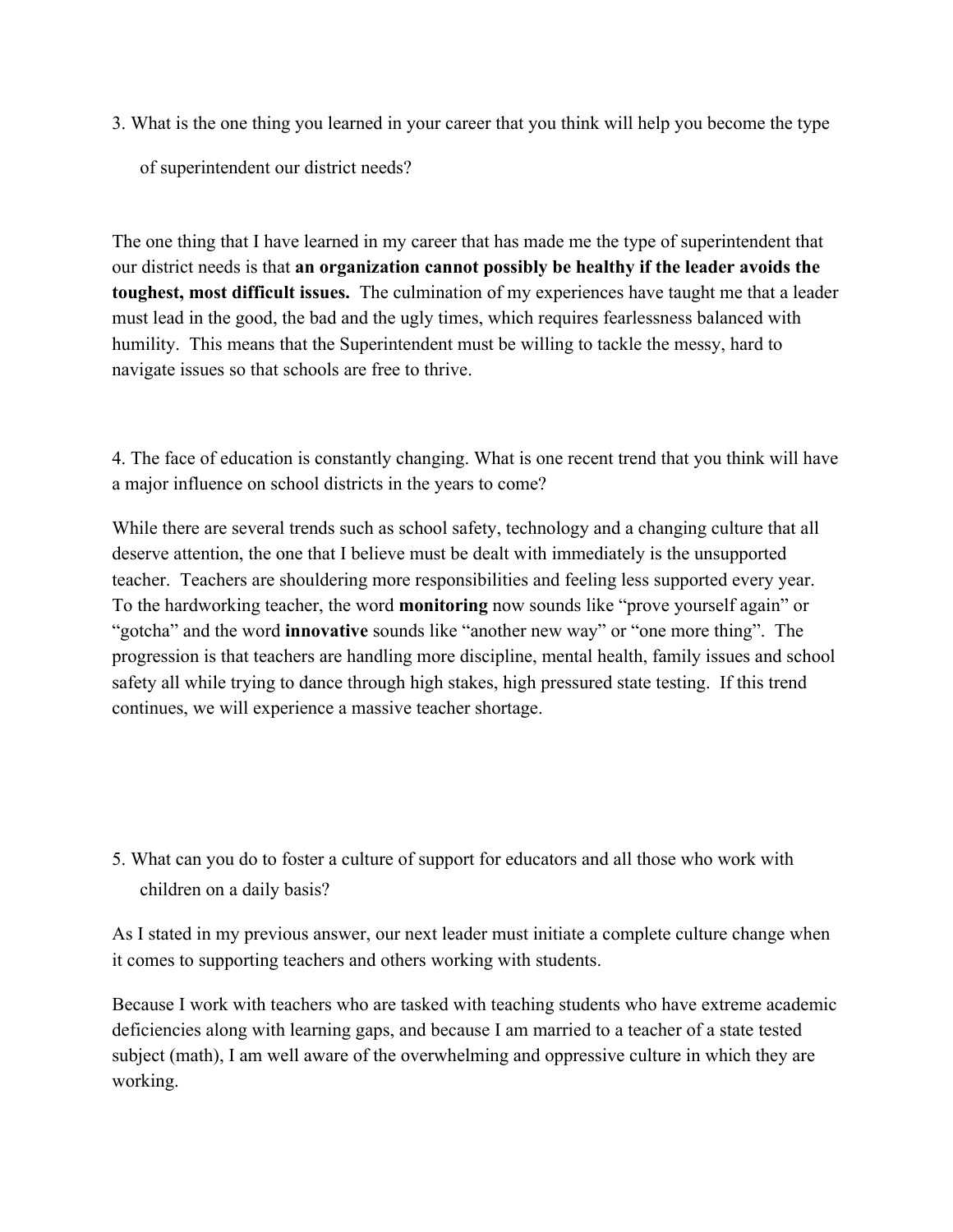3. What is the one thing you learned in your career that you think will help you become the type of superintendent our district needs?

The one thing that I have learned in my career that has made me the type of superintendent that our district needs is that **an organization cannot possibly be healthy if the leader avoids the toughest, most difficult issues.** The culmination of my experiences have taught me that a leader must lead in the good, the bad and the ugly times, which requires fearlessness balanced with humility. This means that the Superintendent must be willing to tackle the messy, hard to navigate issues so that schools are free to thrive.

4. The face of education is constantly changing. What is one recent trend that you think will have a major influence on school districts in the years to come?

While there are several trends such as school safety, technology and a changing culture that all deserve attention, the one that I believe must be dealt with immediately is the unsupported teacher. Teachers are shouldering more responsibilities and feeling less supported every year. To the hardworking teacher, the word **monitoring** now sounds like "prove yourself again" or "gotcha" and the word **innovative** sounds like "another new way" or "one more thing". The progression is that teachers are handling more discipline, mental health, family issues and school safety all while trying to dance through high stakes, high pressured state testing. If this trend continues, we will experience a massive teacher shortage.

5. What can you do to foster a culture of support for educators and all those who work with children on a daily basis?

As I stated in my previous answer, our next leader must initiate a complete culture change when it comes to supporting teachers and others working with students.

Because I work with teachers who are tasked with teaching students who have extreme academic deficiencies along with learning gaps, and because I am married to a teacher of a state tested subject (math), I am well aware of the overwhelming and oppressive culture in which they are working.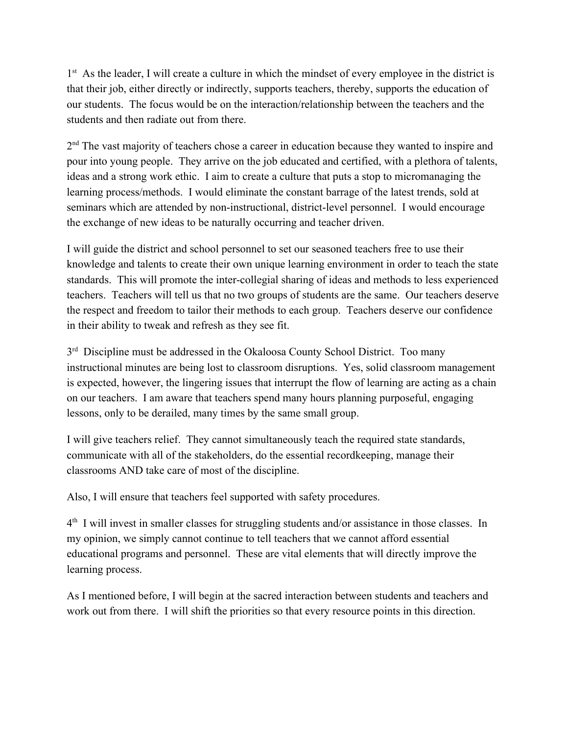1st As the leader, I will create a culture in which the mindset of every employee in the district is that their job, either directly or indirectly, supports teachers, thereby, supports the education of our students. The focus would be on the interaction/relationship between the teachers and the students and then radiate out from there.

2nd The vast majority of teachers chose a career in education because they wanted to inspire and pour into young people. They arrive on the job educated and certified, with a plethora of talents, ideas and a strong work ethic. I aim to create a culture that puts a stop to micromanaging the learning process/methods. I would eliminate the constant barrage of the latest trends, sold at seminars which are attended by non-instructional, district-level personnel. I would encourage the exchange of new ideas to be naturally occurring and teacher driven.

I will guide the district and school personnel to set our seasoned teachers free to use their knowledge and talents to create their own unique learning environment in order to teach the state standards. This will promote the inter-collegial sharing of ideas and methods to less experienced teachers. Teachers will tell us that no two groups of students are the same. Our teachers deserve the respect and freedom to tailor their methods to each group. Teachers deserve our confidence in their ability to tweak and refresh as they see fit.

3rd Discipline must be addressed in the Okaloosa County School District. Too many instructional minutes are being lost to classroom disruptions. Yes, solid classroom management is expected, however, the lingering issues that interrupt the flow of learning are acting as a chain on our teachers. I am aware that teachers spend many hours planning purposeful, engaging lessons, only to be derailed, many times by the same small group.

I will give teachers relief. They cannot simultaneously teach the required state standards, communicate with all of the stakeholders, do the essential recordkeeping, manage their classrooms AND take care of most of the discipline.

Also, I will ensure that teachers feel supported with safety procedures.

4th I will invest in smaller classes for struggling students and/or assistance in those classes. In my opinion, we simply cannot continue to tell teachers that we cannot afford essential educational programs and personnel. These are vital elements that will directly improve the learning process.

As I mentioned before, I will begin at the sacred interaction between students and teachers and work out from there. I will shift the priorities so that every resource points in this direction.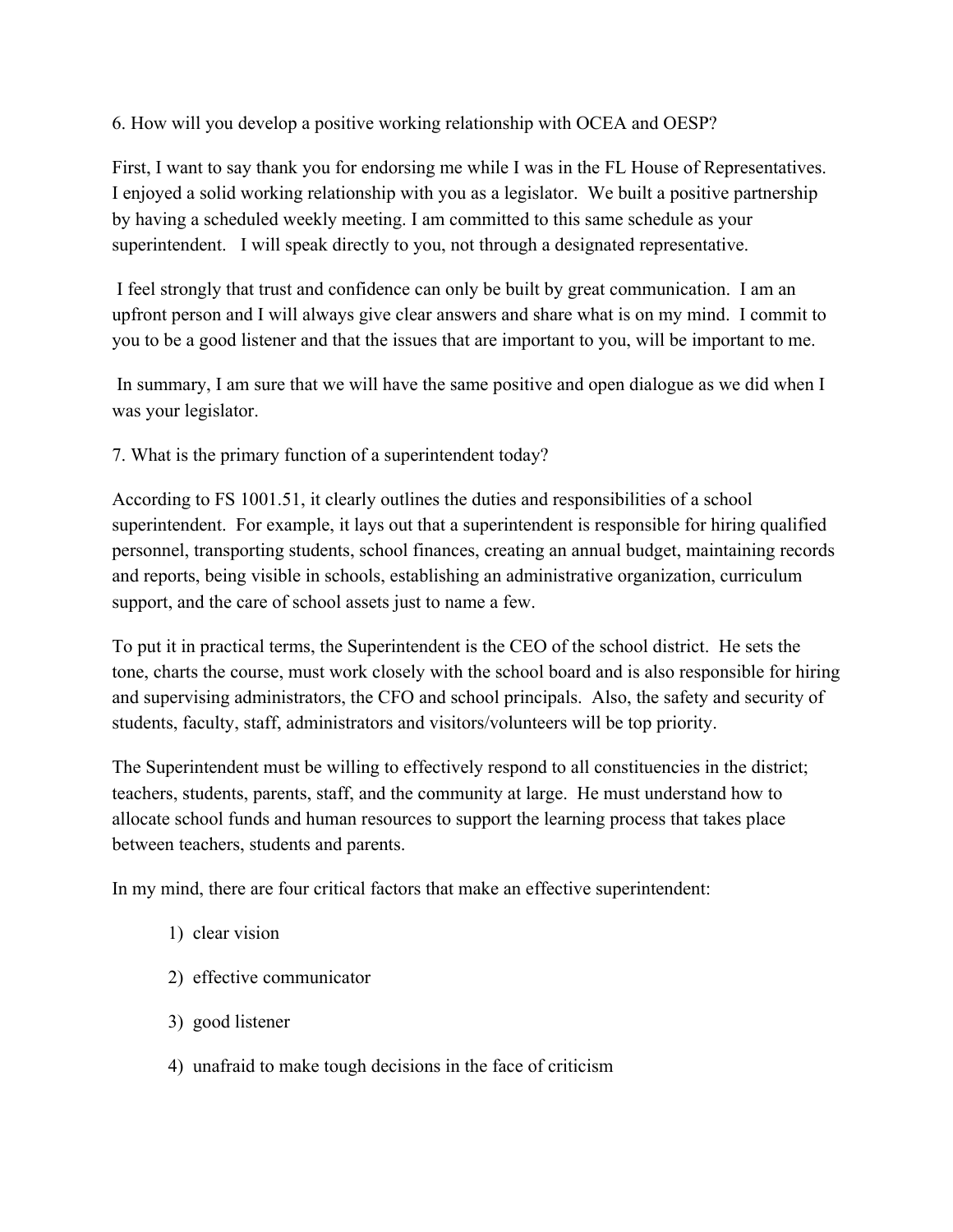6. How will you develop a positive working relationship with OCEA and OESP?

First, I want to say thank you for endorsing me while I was in the FL House of Representatives. I enjoyed a solid working relationship with you as a legislator. We built a positive partnership by having a scheduled weekly meeting. I am committed to this same schedule as your superintendent. I will speak directly to you, not through a designated representative.

I feel strongly that trust and confidence can only be built by great communication. I am an upfront person and I will always give clear answers and share what is on my mind. I commit to you to be a good listener and that the issues that are important to you, will be important to me.

In summary, I am sure that we will have the same positive and open dialogue as we did when I was your legislator.

7. What is the primary function of a superintendent today?

According to FS 1001.51, it clearly outlines the duties and responsibilities of a school superintendent. For example, it lays out that a superintendent is responsible for hiring qualified personnel, transporting students, school finances, creating an annual budget, maintaining records and reports, being visible in schools, establishing an administrative organization, curriculum support, and the care of school assets just to name a few.

To put it in practical terms, the Superintendent is the CEO of the school district. He sets the tone, charts the course, must work closely with the school board and is also responsible for hiring and supervising administrators, the CFO and school principals. Also, the safety and security of students, faculty, staff, administrators and visitors/volunteers will be top priority.

The Superintendent must be willing to effectively respond to all constituencies in the district; teachers, students, parents, staff, and the community at large. He must understand how to allocate school funds and human resources to support the learning process that takes place between teachers, students and parents.

In my mind, there are four critical factors that make an effective superintendent:

1) clear vision
2) effective communicator
3) good listener
4) unafraid to make tough decisions in the face of criticism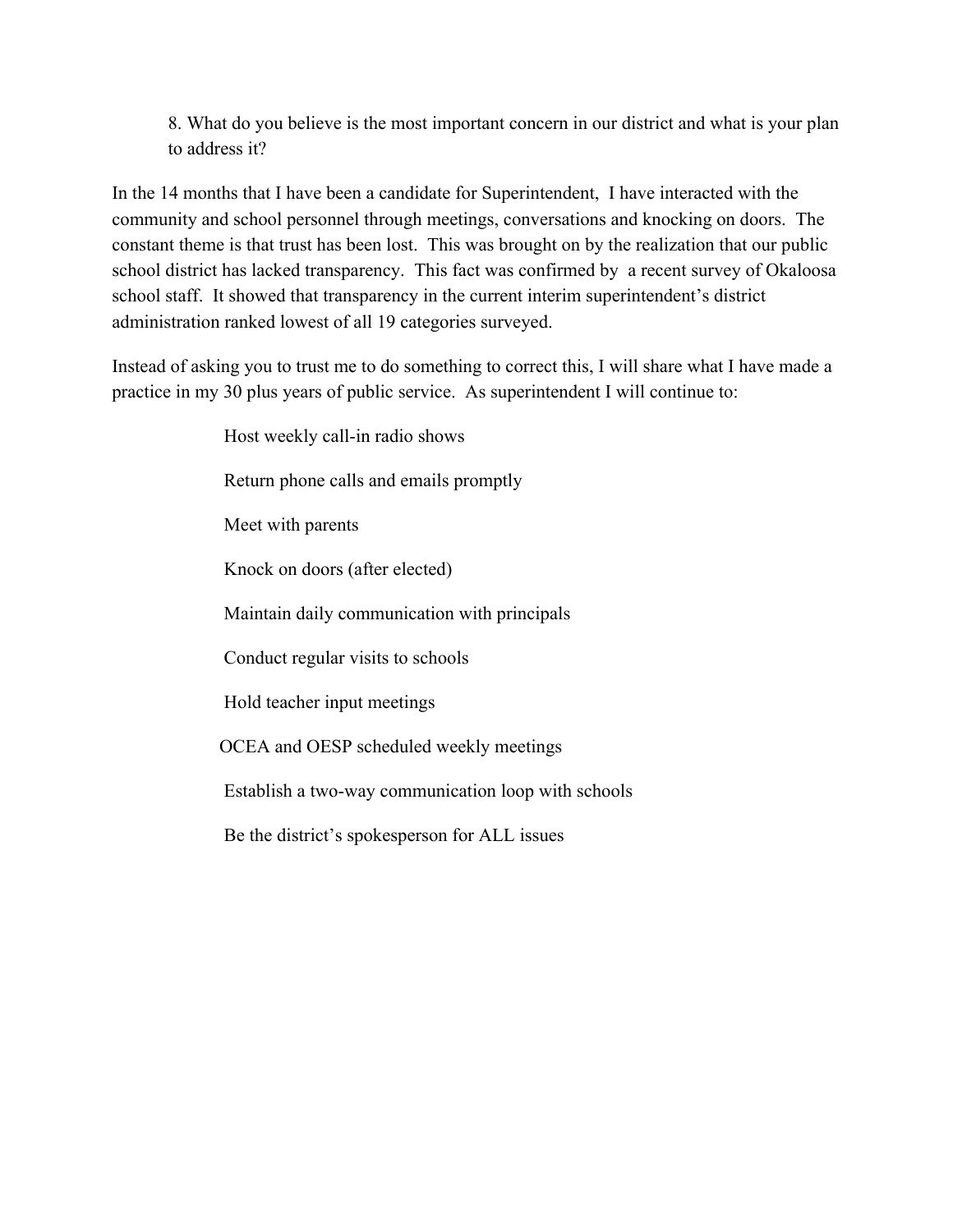8. What do you believe is the most important concern in our district and what is your plan to address it?

In the 14 months that I have been a candidate for Superintendent, I have interacted with the community and school personnel through meetings, conversations and knocking on doors. The constant theme is that trust has been lost. This was brought on by the realization that our public school district has lacked transparency. This fact was confirmed by a recent survey of Okaloosa school staff. It showed that transparency in the current interim superintendent's district administration ranked lowest of all 19 categories surveyed.

Instead of asking you to trust me to do something to correct this, I will share what I have made a practice in my 30 plus years of public service. As superintendent I will continue to:

Host weekly call-in radio shows

Return phone calls and emails promptly

Meet with parents

Knock on doors (after elected)

Maintain daily communication with principals

Conduct regular visits to schools

Hold teacher input meetings

OCEA and OESP scheduled weekly meetings

Establish a two-way communication loop with schools

Be the district's spokesperson for ALL issues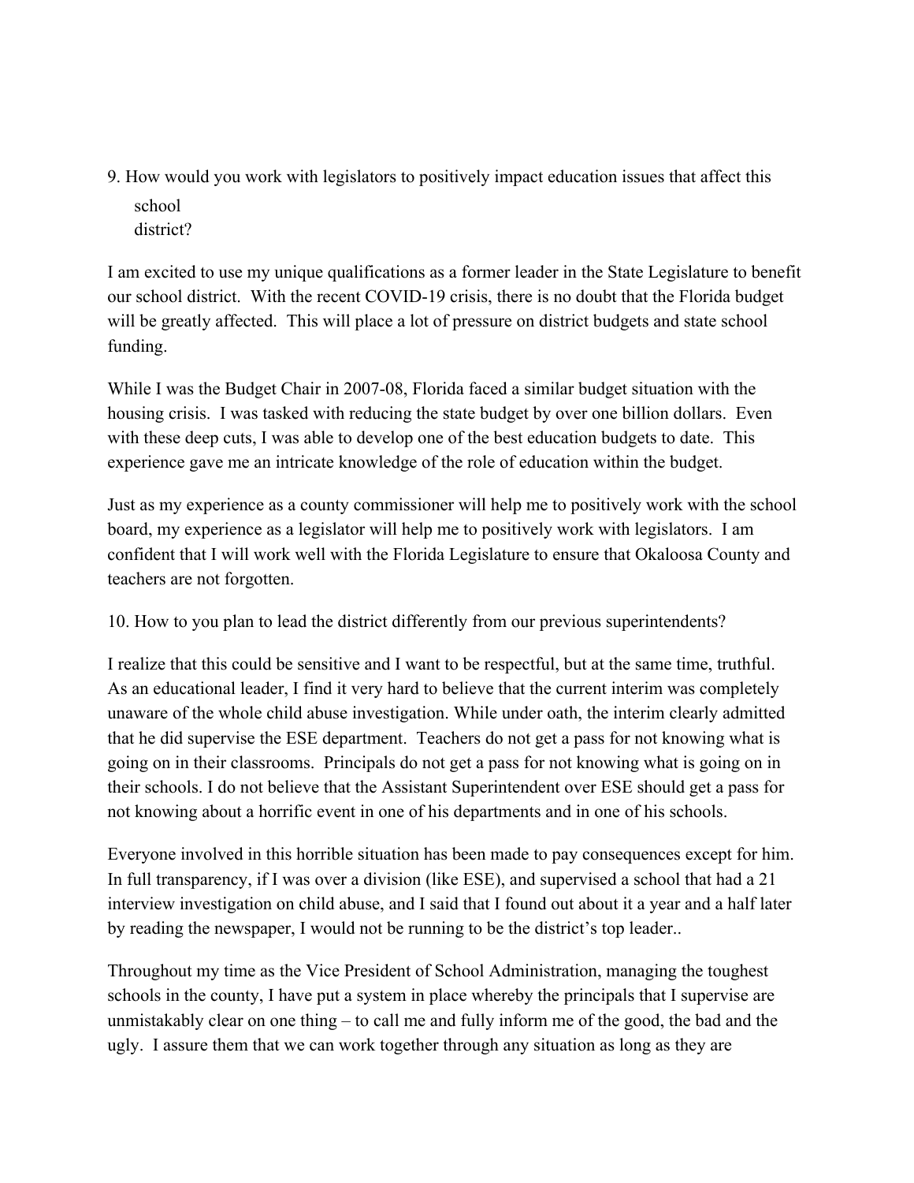9. How would you work with legislators to positively impact education issues that affect this school district?

I am excited to use my unique qualifications as a former leader in the State Legislature to benefit our school district. With the recent COVID-19 crisis, there is no doubt that the Florida budget will be greatly affected. This will place a lot of pressure on district budgets and state school funding.

While I was the Budget Chair in 2007-08, Florida faced a similar budget situation with the housing crisis. I was tasked with reducing the state budget by over one billion dollars. Even with these deep cuts, I was able to develop one of the best education budgets to date. This experience gave me an intricate knowledge of the role of education within the budget.

Just as my experience as a county commissioner will help me to positively work with the school board, my experience as a legislator will help me to positively work with legislators. I am confident that I will work well with the Florida Legislature to ensure that Okaloosa County and teachers are not forgotten.

10. How to you plan to lead the district differently from our previous superintendents?

I realize that this could be sensitive and I want to be respectful, but at the same time, truthful. As an educational leader, I find it very hard to believe that the current interim was completely unaware of the whole child abuse investigation. While under oath, the interim clearly admitted that he did supervise the ESE department. Teachers do not get a pass for not knowing what is going on in their classrooms. Principals do not get a pass for not knowing what is going on in their schools. I do not believe that the Assistant Superintendent over ESE should get a pass for not knowing about a horrific event in one of his departments and in one of his schools.

Everyone involved in this horrible situation has been made to pay consequences except for him. In full transparency, if I was over a division (like ESE), and supervised a school that had a 21 interview investigation on child abuse, and I said that I found out about it a year and a half later by reading the newspaper, I would not be running to be the district's top leader..

Throughout my time as the Vice President of School Administration, managing the toughest schools in the county, I have put a system in place whereby the principals that I supervise are unmistakably clear on one thing – to call me and fully inform me of the good, the bad and the ugly. I assure them that we can work together through any situation as long as they are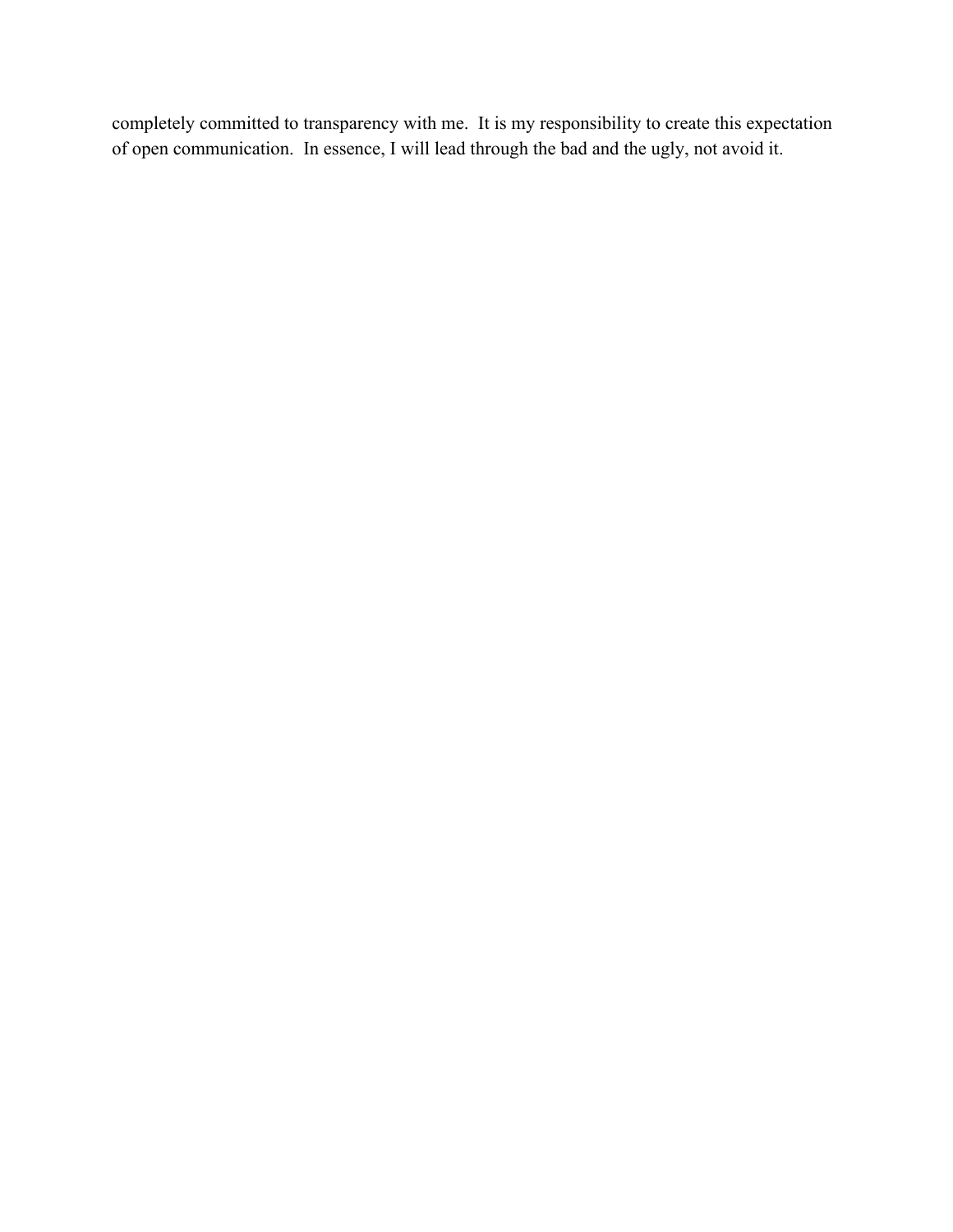completely committed to transparency with me. It is my responsibility to create this expectation of open communication. In essence, I will lead through the bad and the ugly, not avoid it.